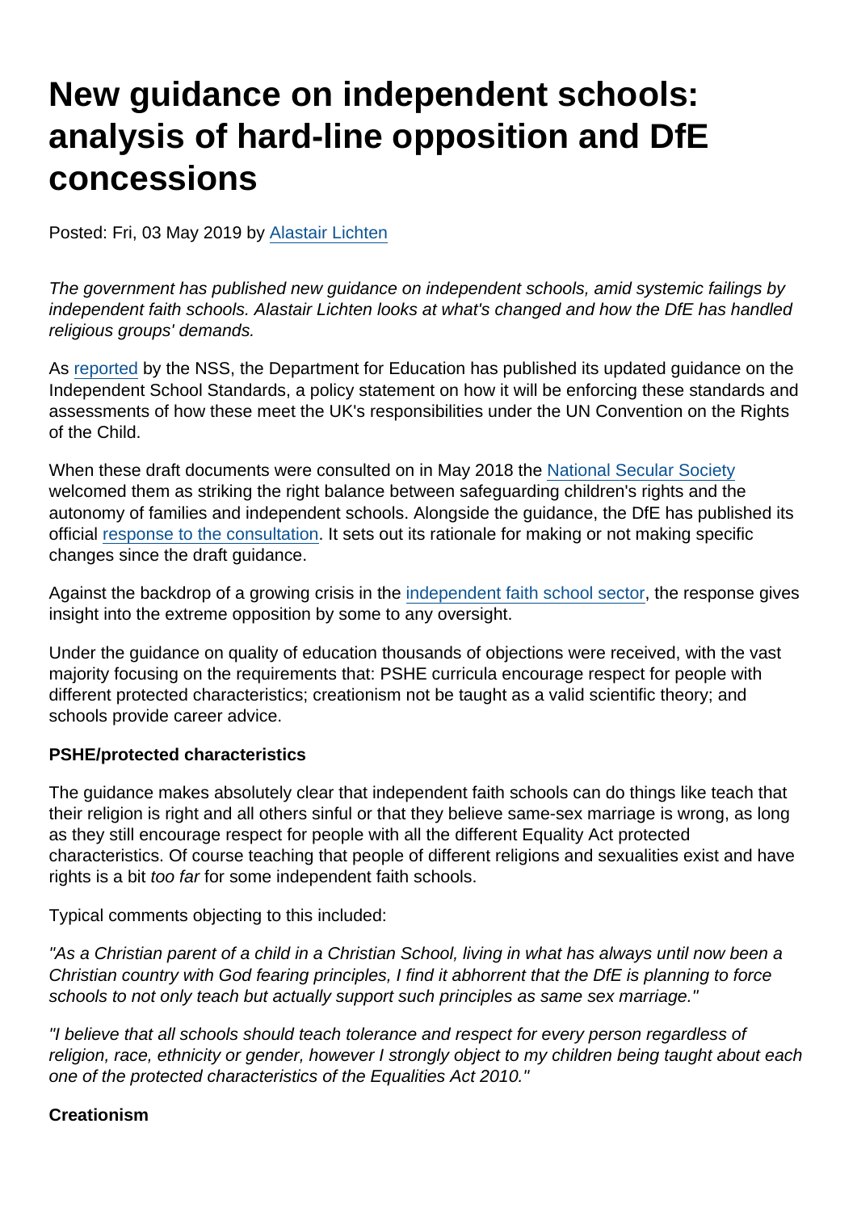# New guidance on independent schools: analysis of hard-line opposition and DfE concessions

Posted: Fri, 03 May 2019 by Alastair Lichten

*The government has published new guidance on independent schools, amid systemic failings by independent faith schools. Alastair Lichten looks at what's changed and how the DfE has handled religious groups' demands.*

As reported by the NSS, the Department for Education has published its updated guidance on the Independent School Standards, a policy statement on how it will be enforcing these standards and assessments of how these meet the UK's responsibilities under the UN Convention on the Rights of the Child.

When these draft documents were consulted on in May 2018 the National Secular Society welcomed them as striking the right balance between safeguarding children's rights and the autonomy of families and independent schools. Alongside the guidance, the DfE has published its official response to the consultation. It sets out its rationale for making or not making specific changes since the draft guidance.

Against the backdrop of a growing crisis in the independent faith school sector, the response gives insight into the extreme opposition by some to any oversight.

Under the guidance on quality of education thousands of objections were received, with the vast majority focusing on the requirements that: PSHE curricula encourage respect for people with different protected characteristics; creationism not be taught as a valid scientific theory; and schools provide career advice.

**PSHE/protected characteristics**

The guidance makes absolutely clear that independent faith schools can do things like teach that their religion is right and all others sinful or that they believe same-sex marriage is wrong, as long as they still encourage respect for people with all the different Equality Act protected characteristics. Of course teaching that people of different religions and sexualities exist and have rights is a bit *too far* for some independent faith schools.

Typical comments objecting to this included:

*"As a Christian parent of a child in a Christian School, living in what has always until now been a Christian country with God fearing principles, I find it abhorrent that the DfE is planning to force schools to not only teach but actually support such principles as same sex marriage."*

*"I believe that all schools should teach tolerance and respect for every person regardless of religion, race, ethnicity or gender, however I strongly object to my children being taught about each one of the protected characteristics of the Equalities Act 2010."*

**Creationism**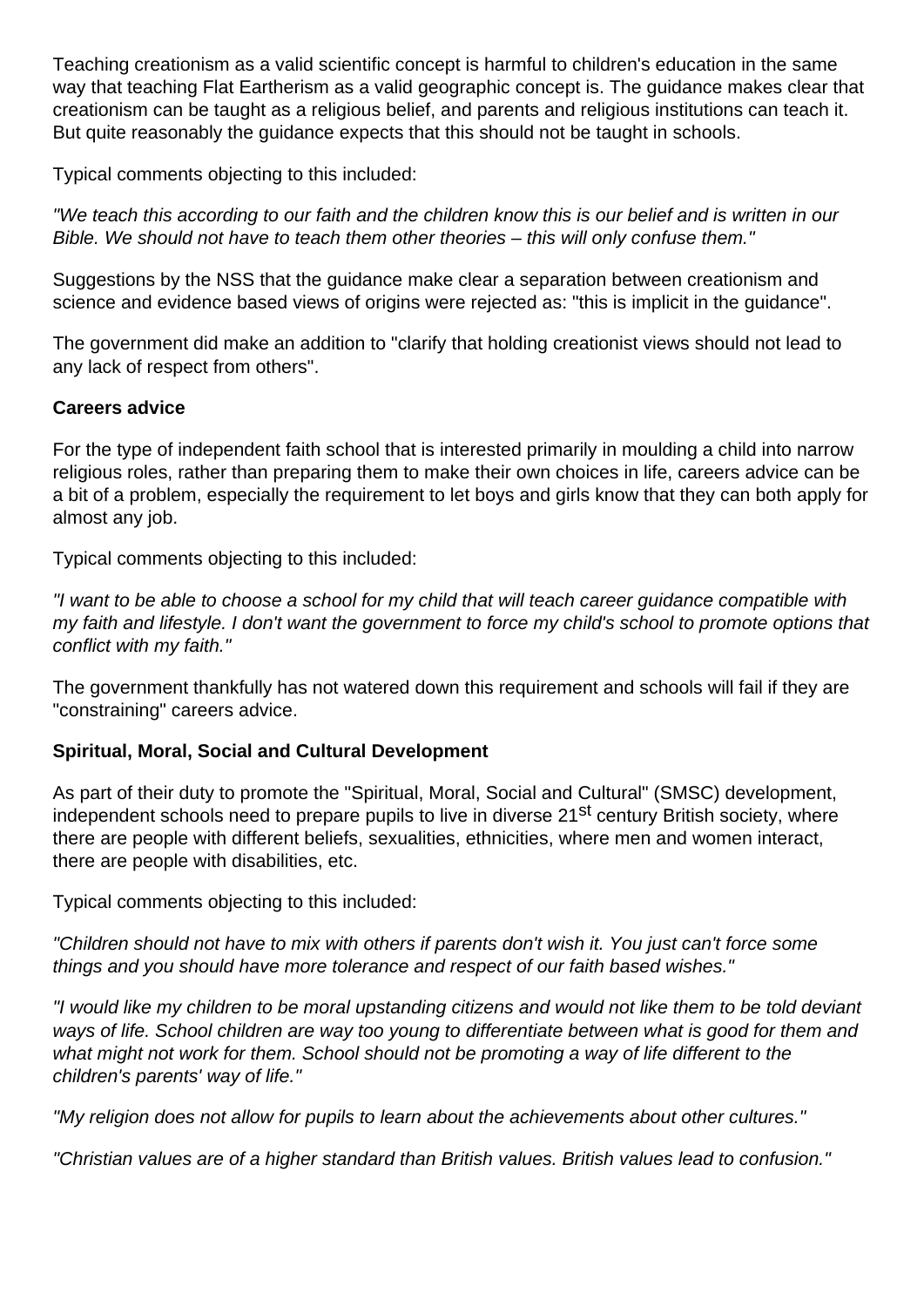Teaching creationism as a valid scientific concept is harmful to children's education in the same way that teaching Flat Eartherism as a valid geographic concept is. The guidance makes clear that creationism can be taught as a religious belief, and parents and religious institutions can teach it. But quite reasonably the guidance expects that this should not be taught in schools.

Typical comments objecting to this included:

*"We teach this according to our faith and the children know this is our belief and is written in our Bible. We should not have to teach them other theories – this will only confuse them."*

Suggestions by the NSS that the guidance make clear a separation between creationism and science and evidence based views of origins were rejected as: "this is implicit in the guidance".

The government did make an addition to "clarify that holding creationist views should not lead to any lack of respect from others".

**Careers advice**

For the type of independent faith school that is interested primarily in moulding a child into narrow religious roles, rather than preparing them to make their own choices in life, careers advice can be a bit of a problem, especially the requirement to let boys and girls know that they can both apply for almost any job.

Typical comments objecting to this included:

*"I want to be able to choose a school for my child that will teach career guidance compatible with my faith and lifestyle. I don't want the government to force my child's school to promote options that conflict with my faith."*

The government thankfully has not watered down this requirement and schools will fail if they are "constraining" careers advice.

**Spiritual, Moral, Social and Cultural Development**

As part of their duty to promote the "Spiritual, Moral, Social and Cultural" (SMSC) development, independent schools need to prepare pupils to live in diverse 21st century British society, where there are people with different beliefs, sexualities, ethnicities, where men and women interact, there are people with disabilities, etc.

Typical comments objecting to this included:

*"Children should not have to mix with others if parents don't wish it. You just can't force some things and you should have more tolerance and respect of our faith based wishes."*

*"I would like my children to be moral upstanding citizens and would not like them to be told deviant ways of life. School children are way too young to differentiate between what is good for them and what might not work for them. School should not be promoting a way of life different to the children's parents' way of life."*

*"My religion does not allow for pupils to learn about the achievements about other cultures."*

*"Christian values are of a higher standard than British values. British values lead to confusion."*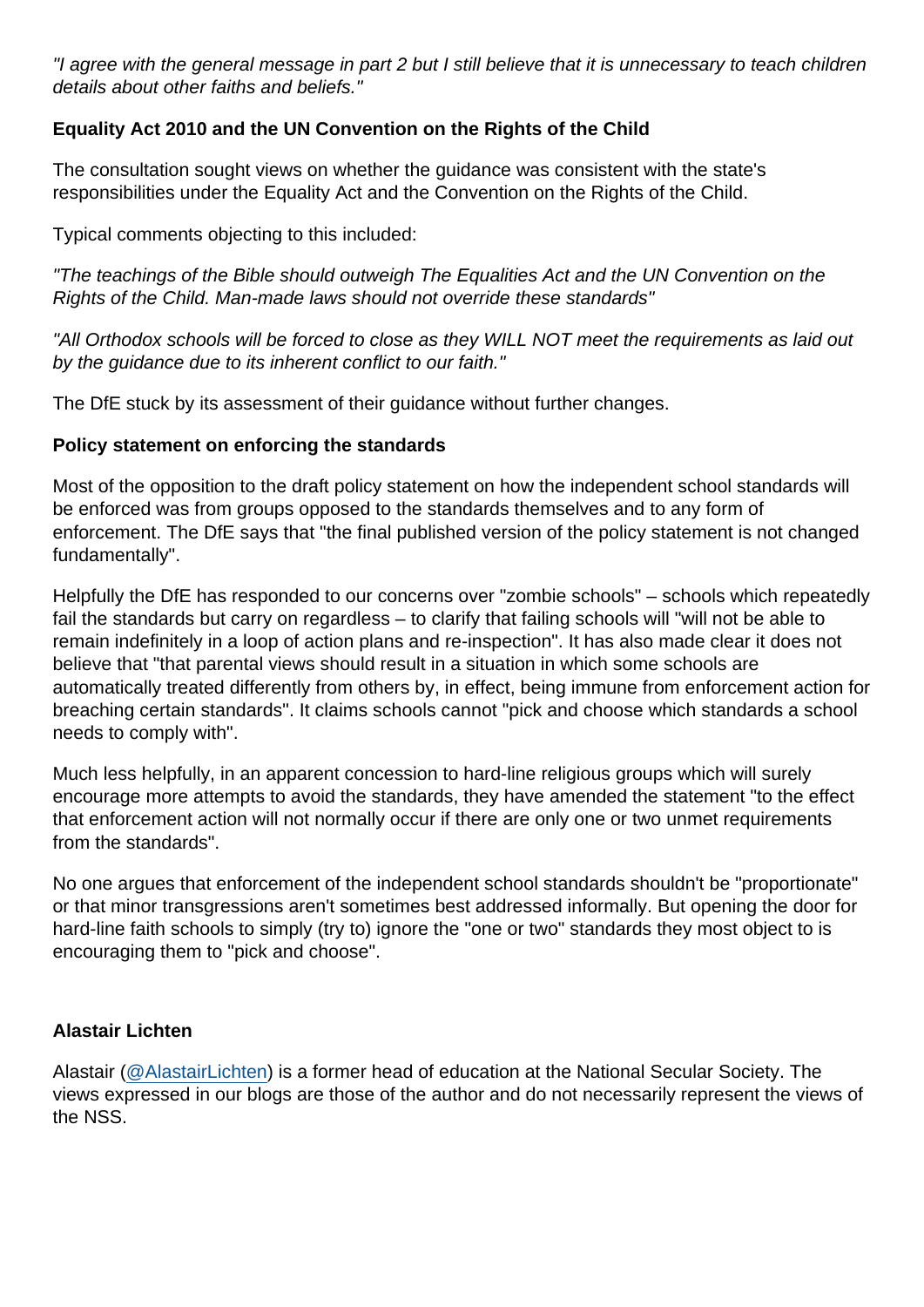*"I agree with the general message in part 2 but I still believe that it is unnecessary to teach children details about other faiths and beliefs."*

**Equality Act 2010 and the UN Convention on the Rights of the Child**

The consultation sought views on whether the guidance was consistent with the state's responsibilities under the Equality Act and the Convention on the Rights of the Child.

Typical comments objecting to this included:

*"The teachings of the Bible should outweigh The Equalities Act and the UN Convention on the Rights of the Child. Man-made laws should not override these standards"*

*"All Orthodox schools will be forced to close as they WILL NOT meet the requirements as laid out by the guidance due to its inherent conflict to our faith."*

The DfE stuck by its assessment of their guidance without further changes.

**Policy statement on enforcing the standards**

Most of the opposition to the draft policy statement on how the independent school standards will be enforced was from groups opposed to the standards themselves and to any form of enforcement. The DfE says that "the final published version of the policy statement is not changed fundamentally".

Helpfully the DfE has responded to our concerns over "zombie schools" – schools which repeatedly fail the standards but carry on regardless – to clarify that failing schools will "will not be able to remain indefinitely in a loop of action plans and re-inspection". It has also made clear it does not believe that "that parental views should result in a situation in which some schools are automatically treated differently from others by, in effect, being immune from enforcement action for breaching certain standards". It claims schools cannot "pick and choose which standards a school needs to comply with".

Much less helpfully, in an apparent concession to hard-line religious groups which will surely encourage more attempts to avoid the standards, they have amended the statement "to the effect that enforcement action will not normally occur if there are only one or two unmet requirements from the standards".

No one argues that enforcement of the independent school standards shouldn't be "proportionate" or that minor transgressions aren't sometimes best addressed informally. But opening the door for hard-line faith schools to simply (try to) ignore the "one or two" standards they most object to is encouraging them to "pick and choose".

**Alastair Lichten**

Alastair (@AlastairLichten) is a former head of education at the National Secular Society. The views expressed in our blogs are those of the author and do not necessarily represent the views of the NSS.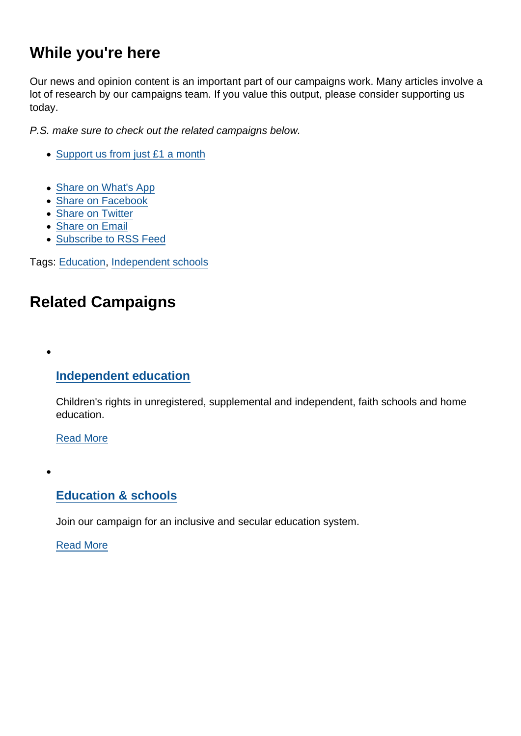## While you're here

Our news and opinion content is an important part of our campaigns work. Many articles involve a lot of research by our campaigns team. If you value this output, please consider supporting us today.

*P.S. make sure to check out the related campaigns below.*

- Support us from just £1 a month

- Share on What's App
- Share on Facebook
- Share on Twitter
- Share on Email
- Subscribe to RSS Feed

Tags: Education, Independent schools

## Related Campaigns

- ### Independent education

  Children's rights in unregistered, supplemental and independent, faith schools and home education.

  Read More

- ### Education & schools

  Join our campaign for an inclusive and secular education system.

  Read More